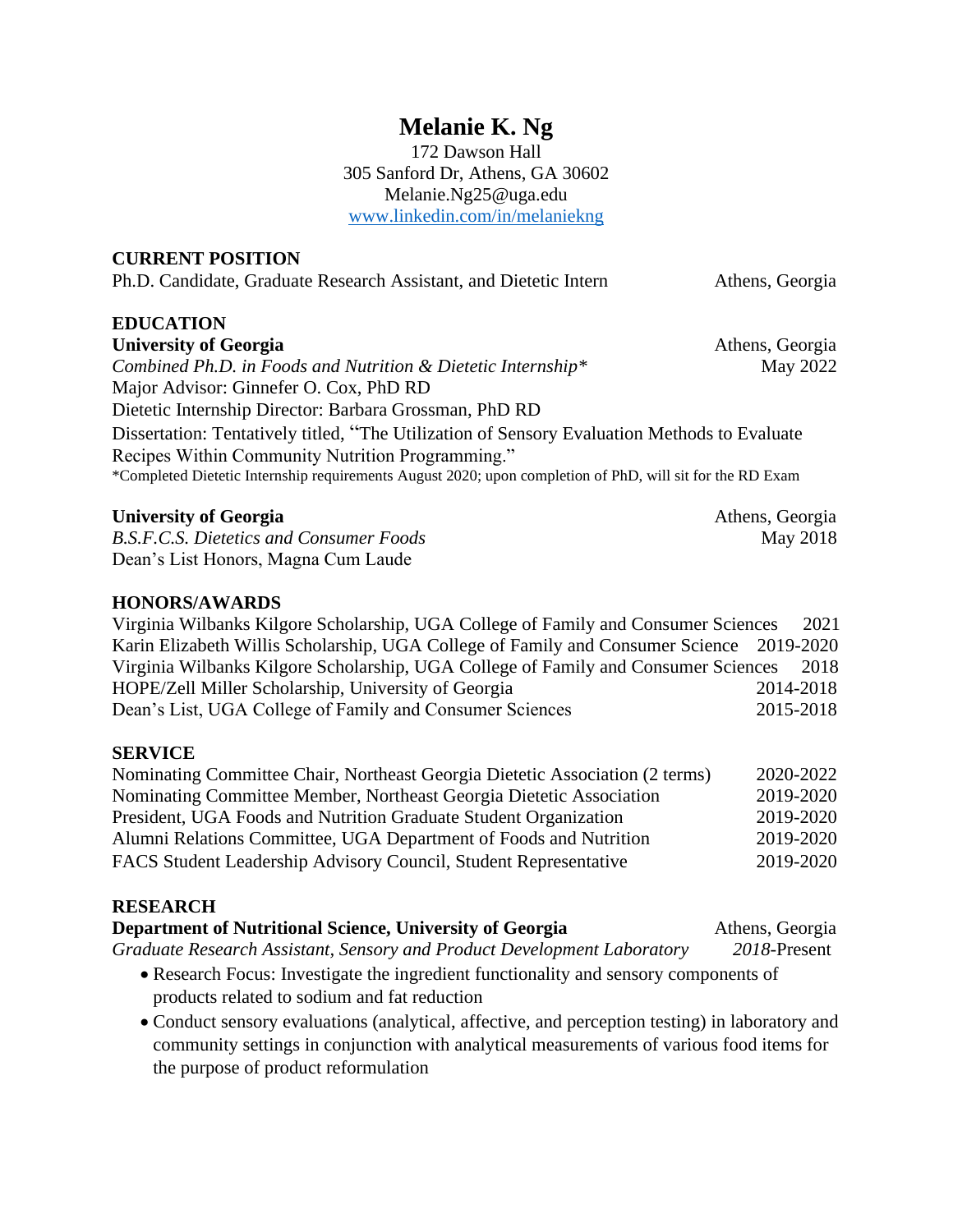# Melanie K. Ng

172 Dawson Hall
305 Sanford Dr, Athens, GA 30602
Melanie.Ng25@uga.edu
www.linkedin.com/in/melaniekng

## CURRENT POSITION

Ph.D. Candidate, Graduate Research Assistant, and Dietetic Intern — Athens, Georgia

## EDUCATION

**University of Georgia** — Athens, Georgia
*Combined Ph.D. in Foods and Nutrition & Dietetic Internship** — May 2022
Major Advisor: Ginnefer O. Cox, PhD RD
Dietetic Internship Director: Barbara Grossman, PhD RD
Dissertation: Tentatively titled, "The Utilization of Sensory Evaluation Methods to Evaluate Recipes Within Community Nutrition Programming."
*Completed Dietetic Internship requirements August 2020; upon completion of PhD, will sit for the RD Exam

**University of Georgia** — Athens, Georgia
*B.S.F.C.S. Dietetics and Consumer Foods* — May 2018
Dean's List Honors, Magna Cum Laude

## HONORS/AWARDS

| | |
|---|---|
| Virginia Wilbanks Kilgore Scholarship, UGA College of Family and Consumer Sciences | 2021 |
| Karin Elizabeth Willis Scholarship, UGA College of Family and Consumer Science | 2019-2020 |
| Virginia Wilbanks Kilgore Scholarship, UGA College of Family and Consumer Sciences | 2018 |
| HOPE/Zell Miller Scholarship, University of Georgia | 2014-2018 |
| Dean's List, UGA College of Family and Consumer Sciences | 2015-2018 |

## SERVICE

| | |
|---|---|
| Nominating Committee Chair, Northeast Georgia Dietetic Association (2 terms) | 2020-2022 |
| Nominating Committee Member, Northeast Georgia Dietetic Association | 2019-2020 |
| President, UGA Foods and Nutrition Graduate Student Organization | 2019-2020 |
| Alumni Relations Committee, UGA Department of Foods and Nutrition | 2019-2020 |
| FACS Student Leadership Advisory Council, Student Representative | 2019-2020 |

## RESEARCH

**Department of Nutritional Science, University of Georgia** — Athens, Georgia
*Graduate Research Assistant, Sensory and Product Development Laboratory* — *2018*-Present

- Research Focus: Investigate the ingredient functionality and sensory components of products related to sodium and fat reduction
- Conduct sensory evaluations (analytical, affective, and perception testing) in laboratory and community settings in conjunction with analytical measurements of various food items for the purpose of product reformulation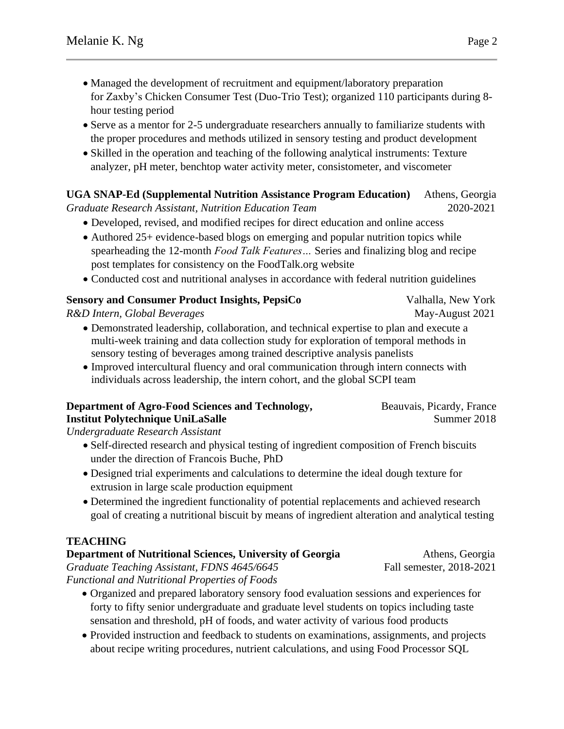- Managed the development of recruitment and equipment/laboratory preparation for Zaxby's Chicken Consumer Test (Duo-Trio Test); organized 110 participants during 8-hour testing period
- Serve as a mentor for 2-5 undergraduate researchers annually to familiarize students with the proper procedures and methods utilized in sensory testing and product development
- Skilled in the operation and teaching of the following analytical instruments: Texture analyzer, pH meter, benchtop water activity meter, consistometer, and viscometer

**UGA SNAP-Ed (Supplemental Nutrition Assistance Program Education)** Athens, Georgia
*Graduate Research Assistant, Nutrition Education Team* 2020-2021

- Developed, revised, and modified recipes for direct education and online access
- Authored 25+ evidence-based blogs on emerging and popular nutrition topics while spearheading the 12-month *Food Talk Features…* Series and finalizing blog and recipe post templates for consistency on the FoodTalk.org website
- Conducted cost and nutritional analyses in accordance with federal nutrition guidelines

**Sensory and Consumer Product Insights, PepsiCo** Valhalla, New York
*R&D Intern, Global Beverages* May-August 2021

- Demonstrated leadership, collaboration, and technical expertise to plan and execute a multi-week training and data collection study for exploration of temporal methods in sensory testing of beverages among trained descriptive analysis panelists
- Improved intercultural fluency and oral communication through intern connects with individuals across leadership, the intern cohort, and the global SCPI team

**Department of Agro-Food Sciences and Technology, Institut Polytechnique UniLaSalle** Beauvais, Picardy, France
Summer 2018
*Undergraduate Research Assistant*

- Self-directed research and physical testing of ingredient composition of French biscuits under the direction of Francois Buche, PhD
- Designed trial experiments and calculations to determine the ideal dough texture for extrusion in large scale production equipment
- Determined the ingredient functionality of potential replacements and achieved research goal of creating a nutritional biscuit by means of ingredient alteration and analytical testing

## TEACHING

**Department of Nutritional Sciences, University of Georgia** Athens, Georgia
*Graduate Teaching Assistant, FDNS 4645/6645* Fall semester, 2018-2021
*Functional and Nutritional Properties of Foods*

- Organized and prepared laboratory sensory food evaluation sessions and experiences for forty to fifty senior undergraduate and graduate level students on topics including taste sensation and threshold, pH of foods, and water activity of various food products
- Provided instruction and feedback to students on examinations, assignments, and projects about recipe writing procedures, nutrient calculations, and using Food Processor SQL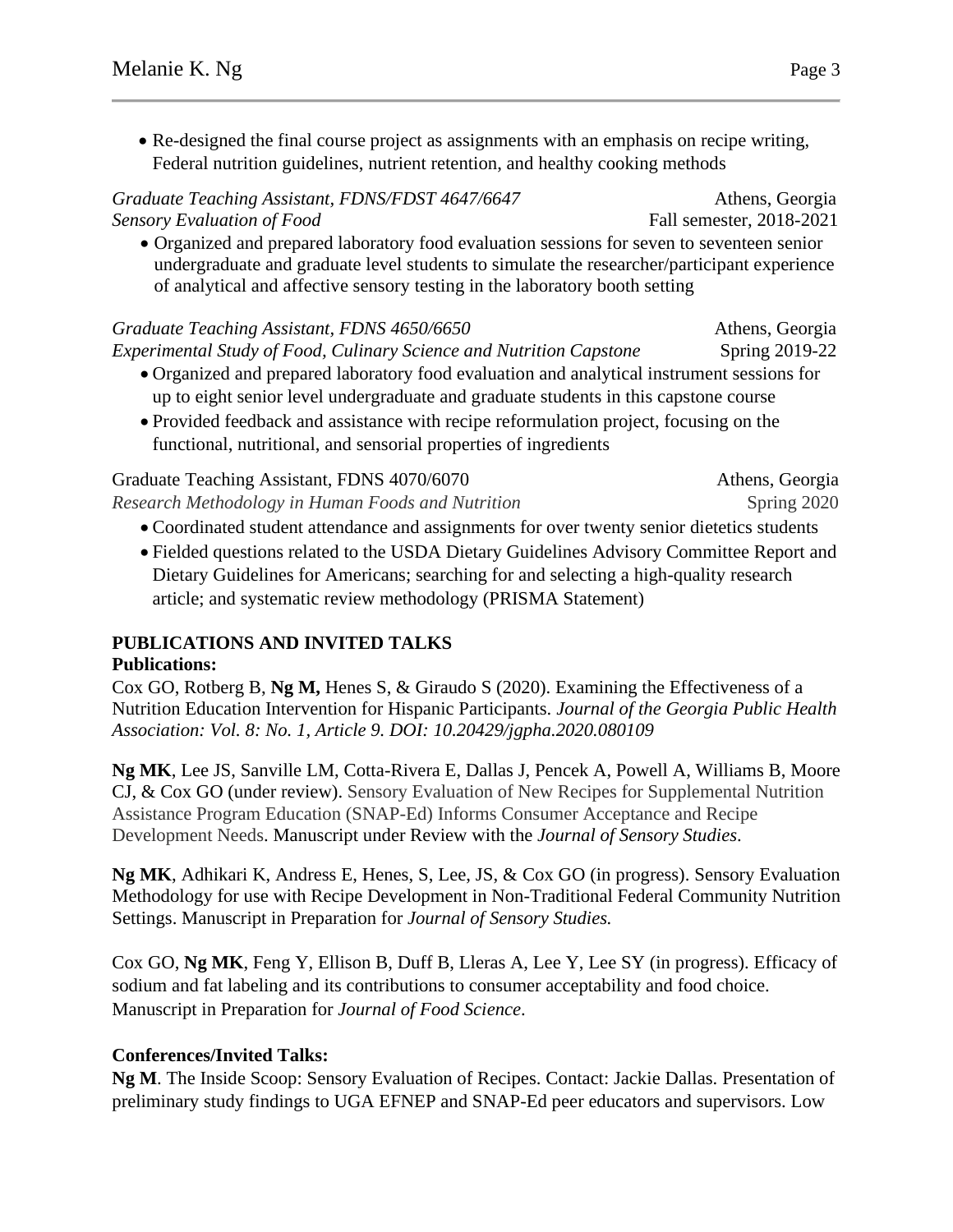- Re-designed the final course project as assignments with an emphasis on recipe writing, Federal nutrition guidelines, nutrient retention, and healthy cooking methods

*Graduate Teaching Assistant, FDNS/FDST 4647/6647* — Athens, Georgia
*Sensory Evaluation of Food* — Fall semester, 2018-2021

- Organized and prepared laboratory food evaluation sessions for seven to seventeen senior undergraduate and graduate level students to simulate the researcher/participant experience of analytical and affective sensory testing in the laboratory booth setting

*Graduate Teaching Assistant, FDNS 4650/6650* — Athens, Georgia
*Experimental Study of Food, Culinary Science and Nutrition Capstone* — Spring 2019-22

- Organized and prepared laboratory food evaluation and analytical instrument sessions for up to eight senior level undergraduate and graduate students in this capstone course
- Provided feedback and assistance with recipe reformulation project, focusing on the functional, nutritional, and sensorial properties of ingredients

Graduate Teaching Assistant, FDNS 4070/6070 — Athens, Georgia
*Research Methodology in Human Foods and Nutrition* — Spring 2020

- Coordinated student attendance and assignments for over twenty senior dietetics students
- Fielded questions related to the USDA Dietary Guidelines Advisory Committee Report and Dietary Guidelines for Americans; searching for and selecting a high-quality research article; and systematic review methodology (PRISMA Statement)

## PUBLICATIONS AND INVITED TALKS

**Publications:**

Cox GO, Rotberg B, **Ng M,** Henes S, & Giraudo S (2020). Examining the Effectiveness of a Nutrition Education Intervention for Hispanic Participants. *Journal of the Georgia Public Health Association: Vol. 8: No. 1, Article 9. DOI: 10.20429/jgpha.2020.080109*

**Ng MK**, Lee JS, Sanville LM, Cotta-Rivera E, Dallas J, Pencek A, Powell A, Williams B, Moore CJ, & Cox GO (under review). Sensory Evaluation of New Recipes for Supplemental Nutrition Assistance Program Education (SNAP-Ed) Informs Consumer Acceptance and Recipe Development Needs. Manuscript under Review with the *Journal of Sensory Studies*.

**Ng MK**, Adhikari K, Andress E, Henes, S, Lee, JS, & Cox GO (in progress). Sensory Evaluation Methodology for use with Recipe Development in Non-Traditional Federal Community Nutrition Settings. Manuscript in Preparation for *Journal of Sensory Studies.*

Cox GO, **Ng MK**, Feng Y, Ellison B, Duff B, Lleras A, Lee Y, Lee SY (in progress). Efficacy of sodium and fat labeling and its contributions to consumer acceptability and food choice. Manuscript in Preparation for *Journal of Food Science*.

**Conferences/Invited Talks:**

**Ng M**. The Inside Scoop: Sensory Evaluation of Recipes. Contact: Jackie Dallas. Presentation of preliminary study findings to UGA EFNEP and SNAP-Ed peer educators and supervisors. Low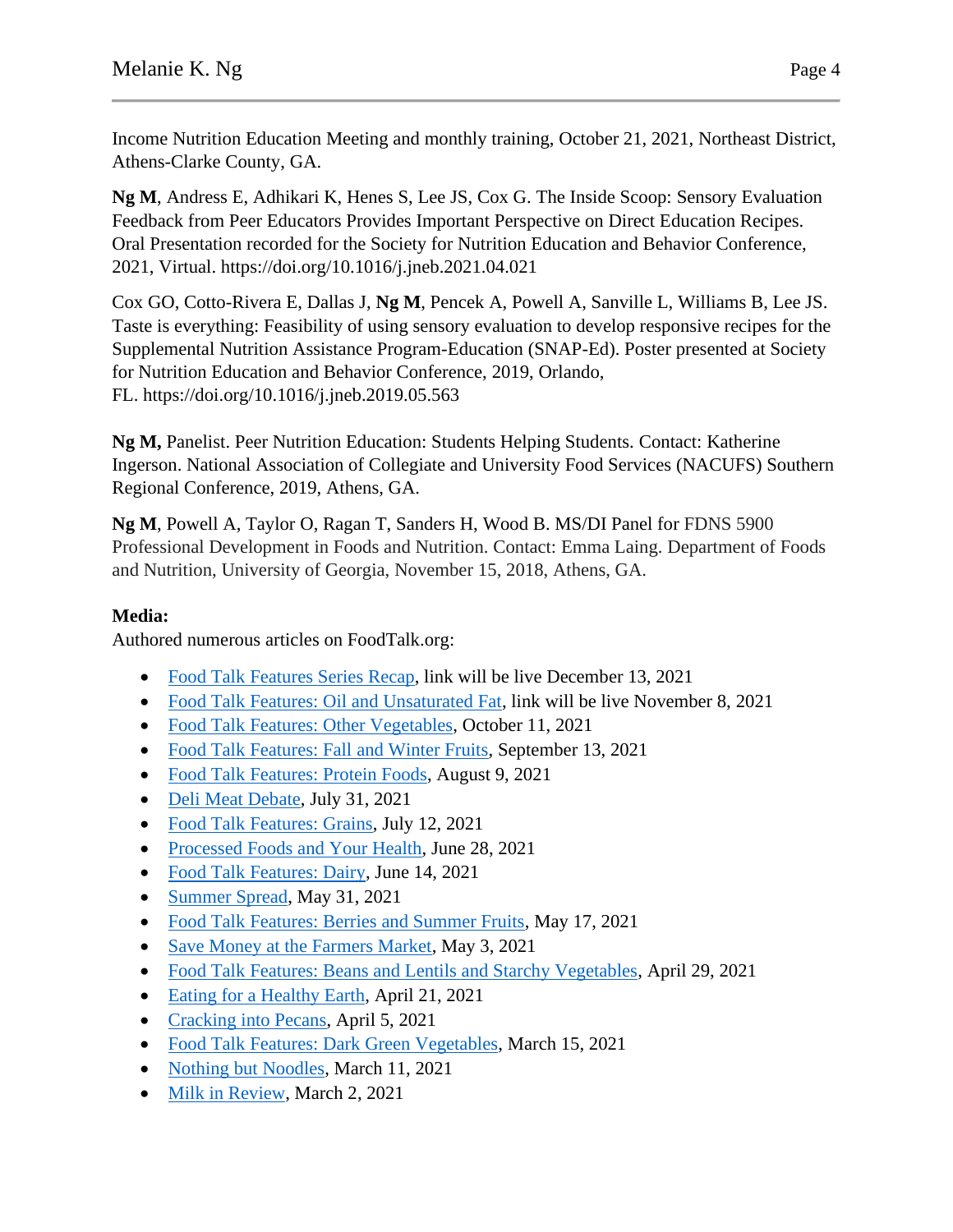Income Nutrition Education Meeting and monthly training, October 21, 2021, Northeast District, Athens-Clarke County, GA.

**Ng M**, Andress E, Adhikari K, Henes S, Lee JS, Cox G. The Inside Scoop: Sensory Evaluation Feedback from Peer Educators Provides Important Perspective on Direct Education Recipes. Oral Presentation recorded for the Society for Nutrition Education and Behavior Conference, 2021, Virtual. https://doi.org/10.1016/j.jneb.2021.04.021

Cox GO, Cotto-Rivera E, Dallas J, **Ng M**, Pencek A, Powell A, Sanville L, Williams B, Lee JS. Taste is everything: Feasibility of using sensory evaluation to develop responsive recipes for the Supplemental Nutrition Assistance Program-Education (SNAP-Ed). Poster presented at Society for Nutrition Education and Behavior Conference, 2019, Orlando, FL. https://doi.org/10.1016/j.jneb.2019.05.563

**Ng M,** Panelist. Peer Nutrition Education: Students Helping Students. Contact: Katherine Ingerson. National Association of Collegiate and University Food Services (NACUFS) Southern Regional Conference, 2019, Athens, GA.

**Ng M**, Powell A, Taylor O, Ragan T, Sanders H, Wood B. MS/DI Panel for FDNS 5900 Professional Development in Foods and Nutrition. Contact: Emma Laing. Department of Foods and Nutrition, University of Georgia, November 15, 2018, Athens, GA.

**Media:**
Authored numerous articles on FoodTalk.org:

- Food Talk Features Series Recap, link will be live December 13, 2021
- Food Talk Features: Oil and Unsaturated Fat, link will be live November 8, 2021
- Food Talk Features: Other Vegetables, October 11, 2021
- Food Talk Features: Fall and Winter Fruits, September 13, 2021
- Food Talk Features: Protein Foods, August 9, 2021
- Deli Meat Debate, July 31, 2021
- Food Talk Features: Grains, July 12, 2021
- Processed Foods and Your Health, June 28, 2021
- Food Talk Features: Dairy, June 14, 2021
- Summer Spread, May 31, 2021
- Food Talk Features: Berries and Summer Fruits, May 17, 2021
- Save Money at the Farmers Market, May 3, 2021
- Food Talk Features: Beans and Lentils and Starchy Vegetables, April 29, 2021
- Eating for a Healthy Earth, April 21, 2021
- Cracking into Pecans, April 5, 2021
- Food Talk Features: Dark Green Vegetables, March 15, 2021
- Nothing but Noodles, March 11, 2021
- Milk in Review, March 2, 2021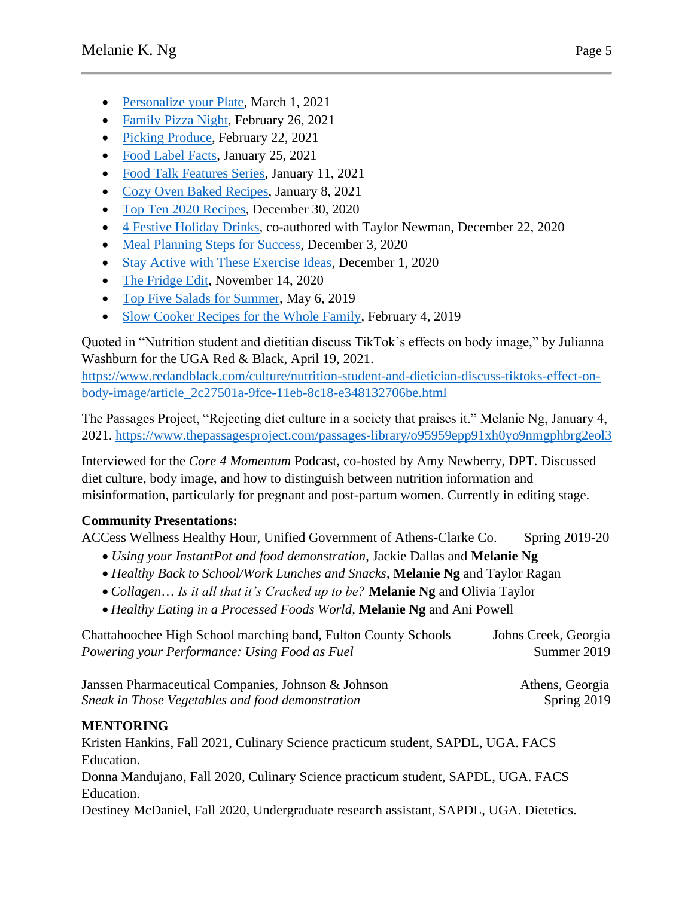- Personalize your Plate, March 1, 2021
- Family Pizza Night, February 26, 2021
- Picking Produce, February 22, 2021
- Food Label Facts, January 25, 2021
- Food Talk Features Series, January 11, 2021
- Cozy Oven Baked Recipes, January 8, 2021
- Top Ten 2020 Recipes, December 30, 2020
- 4 Festive Holiday Drinks, co-authored with Taylor Newman, December 22, 2020
- Meal Planning Steps for Success, December 3, 2020
- Stay Active with These Exercise Ideas, December 1, 2020
- The Fridge Edit, November 14, 2020
- Top Five Salads for Summer, May 6, 2019
- Slow Cooker Recipes for the Whole Family, February 4, 2019

Quoted in "Nutrition student and dietitian discuss TikTok's effects on body image," by Julianna Washburn for the UGA Red & Black, April 19, 2021. https://www.redandblack.com/culture/nutrition-student-and-dietician-discuss-tiktoks-effect-on-body-image/article_2c27501a-9fce-11eb-8c18-e348132706be.html

The Passages Project, "Rejecting diet culture in a society that praises it." Melanie Ng, January 4, 2021. https://www.thepassagesproject.com/passages-library/o95959epp91xh0yo9nmgphbrg2eol3

Interviewed for the *Core 4 Momentum* Podcast, co-hosted by Amy Newberry, DPT. Discussed diet culture, body image, and how to distinguish between nutrition information and misinformation, particularly for pregnant and post-partum women. Currently in editing stage.

**Community Presentations:**

ACCess Wellness Healthy Hour, Unified Government of Athens-Clarke Co. Spring 2019-20

- *Using your InstantPot and food demonstration*, Jackie Dallas and **Melanie Ng**
- *Healthy Back to School/Work Lunches and Snacks*, **Melanie Ng** and Taylor Ragan
- *Collagen… Is it all that it's Cracked up to be?* **Melanie Ng** and Olivia Taylor
- *Healthy Eating in a Processed Foods World,* **Melanie Ng** and Ani Powell

Chattahoochee High School marching band, Fulton County Schools — Johns Creek, Georgia
*Powering your Performance: Using Food as Fuel* — Summer 2019

Janssen Pharmaceutical Companies, Johnson & Johnson — Athens, Georgia
*Sneak in Those Vegetables and food demonstration* — Spring 2019

**MENTORING**

Kristen Hankins, Fall 2021, Culinary Science practicum student, SAPDL, UGA. FACS Education.
Donna Mandujano, Fall 2020, Culinary Science practicum student, SAPDL, UGA. FACS Education.
Destiney McDaniel, Fall 2020, Undergraduate research assistant, SAPDL, UGA. Dietetics.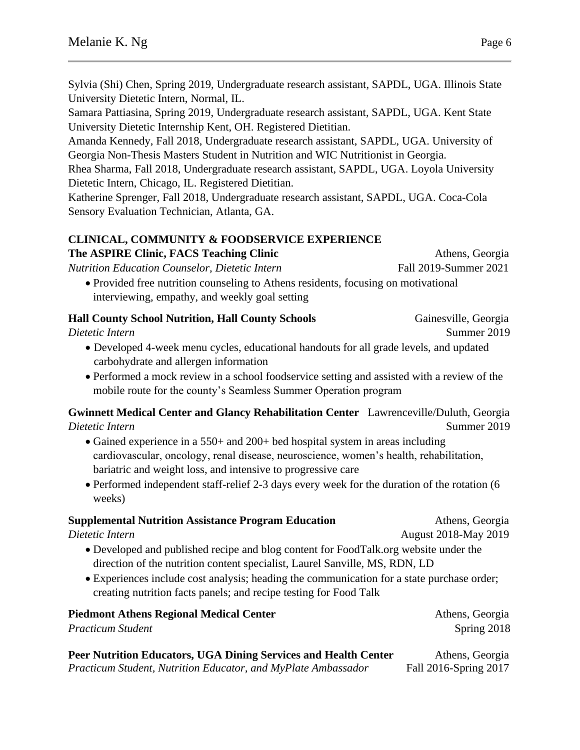Sylvia (Shi) Chen, Spring 2019, Undergraduate research assistant, SAPDL, UGA. Illinois State University Dietetic Intern, Normal, IL.
Samara Pattiasina, Spring 2019, Undergraduate research assistant, SAPDL, UGA. Kent State University Dietetic Internship Kent, OH. Registered Dietitian.
Amanda Kennedy, Fall 2018, Undergraduate research assistant, SAPDL, UGA. University of Georgia Non-Thesis Masters Student in Nutrition and WIC Nutritionist in Georgia.
Rhea Sharma, Fall 2018, Undergraduate research assistant, SAPDL, UGA. Loyola University Dietetic Intern, Chicago, IL. Registered Dietitian.
Katherine Sprenger, Fall 2018, Undergraduate research assistant, SAPDL, UGA. Coca-Cola Sensory Evaluation Technician, Atlanta, GA.

## CLINICAL, COMMUNITY & FOODSERVICE EXPERIENCE

**The ASPIRE Clinic, FACS Teaching Clinic** — Athens, Georgia
*Nutrition Education Counselor, Dietetic Intern* — Fall 2019-Summer 2021

- Provided free nutrition counseling to Athens residents, focusing on motivational interviewing, empathy, and weekly goal setting

**Hall County School Nutrition, Hall County Schools** — Gainesville, Georgia
*Dietetic Intern* — Summer 2019

- Developed 4-week menu cycles, educational handouts for all grade levels, and updated carbohydrate and allergen information
- Performed a mock review in a school foodservice setting and assisted with a review of the mobile route for the county's Seamless Summer Operation program

**Gwinnett Medical Center and Glancy Rehabilitation Center** — Lawrenceville/Duluth, Georgia
*Dietetic Intern* — Summer 2019

- Gained experience in a 550+ and 200+ bed hospital system in areas including cardiovascular, oncology, renal disease, neuroscience, women's health, rehabilitation, bariatric and weight loss, and intensive to progressive care
- Performed independent staff-relief 2-3 days every week for the duration of the rotation (6 weeks)

**Supplemental Nutrition Assistance Program Education** — Athens, Georgia
*Dietetic Intern* — August 2018-May 2019

- Developed and published recipe and blog content for FoodTalk.org website under the direction of the nutrition content specialist, Laurel Sanville, MS, RDN, LD
- Experiences include cost analysis; heading the communication for a state purchase order; creating nutrition facts panels; and recipe testing for Food Talk

**Piedmont Athens Regional Medical Center** — Athens, Georgia
*Practicum Student* — Spring 2018

**Peer Nutrition Educators, UGA Dining Services and Health Center** — Athens, Georgia
*Practicum Student, Nutrition Educator, and MyPlate Ambassador* — Fall 2016-Spring 2017